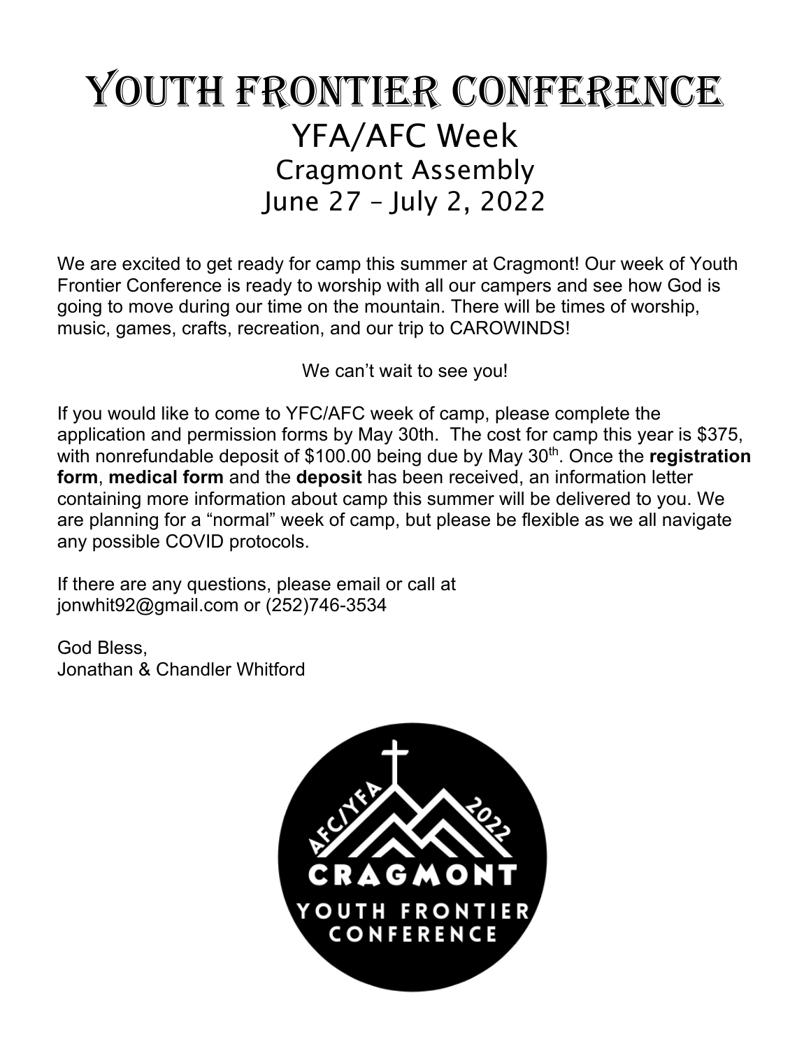# Youth Frontier Conference

## YFA/AFC Week

### Cragmont Assembly

### June 27 – July 2, 2022

We are excited to get ready for camp this summer at Cragmont! Our week of Youth Frontier Conference is ready to worship with all our campers and see how God is going to move during our time on the mountain. There will be times of worship, music, games, crafts, recreation, and our trip to CAROWINDS!

We can't wait to see you!

If you would like to come to YFC/AFC week of camp, please complete the application and permission forms by May 30th. The cost for camp this year is $375, with nonrefundable deposit of $100.00 being due by May 30th. Once the **registration form**, **medical form** and the **deposit** has been received, an information letter containing more information about camp this summer will be delivered to you. We are planning for a "normal" week of camp, but please be flexible as we all navigate any possible COVID protocols.

If there are any questions, please email or call at jonwhit92@gmail.com or (252)746-3534

God Bless,
Jonathan & Chandler Whitford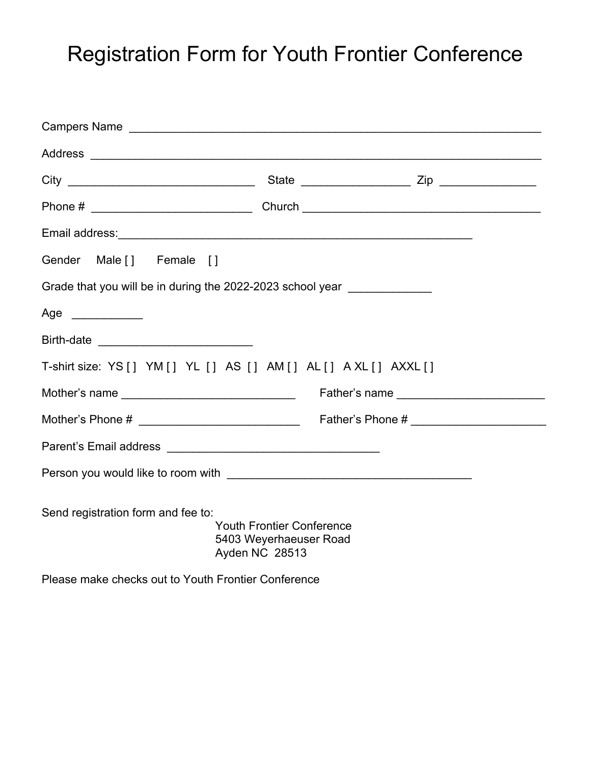# Registration Form for Youth Frontier Conference

Campers Name ___________________________________________________________

Address _______________________________________________________________

City ____________________________ State ________________ Zip ______________

Phone # ________________________ Church ____________________________________

Email address:_____________________________________________________

Gender Male [ ] Female [ ]

Grade that you will be in during the 2022-2023 school year ____________

Age __________

Birth-date _______________________

T-shirt size: YS [ ] YM [ ] YL [ ] AS [ ] AM [ ] AL [ ] A XL [ ] AXXL [ ]

Mother's name __________________________ Father's name ______________________

Mother's Phone # ________________________ Father's Phone # ____________________

Parent's Email address ________________________________

Person you would like to room with _____________________________________

Send registration form and fee to:

Youth Frontier Conference
5403 Weyerhaeuser Road
Ayden NC 28513

Please make checks out to Youth Frontier Conference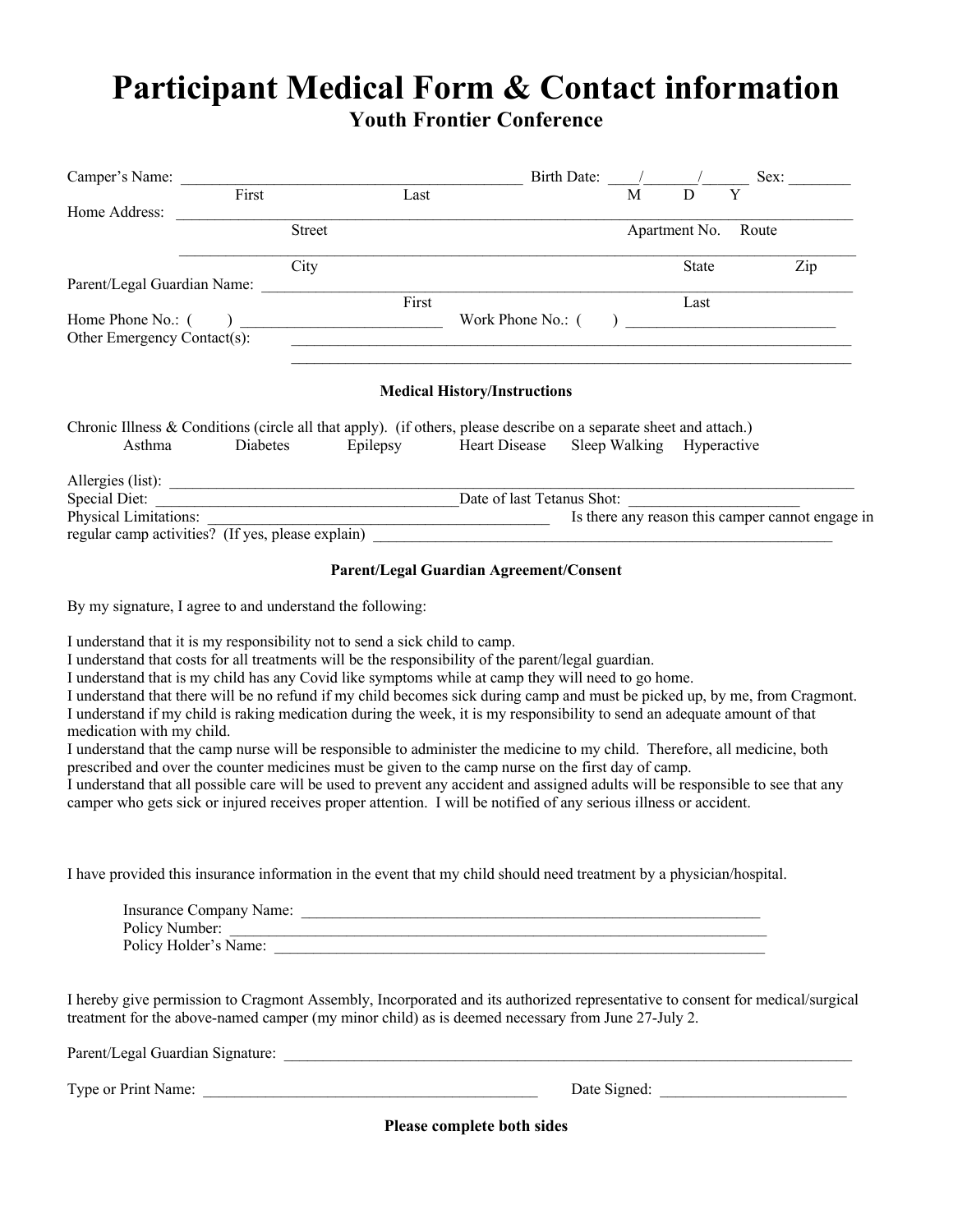# Participant Medical Form & Contact information

## Youth Frontier Conference

Camper's Name: ____________________________________________ Birth Date: ____/_______/______ Sex: ________
First Last M D Y

Home Address: ______________________________________________________________________________________
Street Apartment No. Route

______________________________________________________________________________________
City State Zip

Parent/Legal Guardian Name: ______________________________________________________________________
First Last

Home Phone No.: ( ) __________________________ Work Phone No.: ( ) ___________________________

Other Emergency Contact(s): ____________________________________________________________________________

____________________________________________________________________________

**Medical History/Instructions**

Chronic Illness & Conditions (circle all that apply). (if others, please describe on a separate sheet and attach.)

Asthma Diabetes Epilepsy Heart Disease Sleep Walking Hyperactive

Allergies (list): ___________________________________________________________________________________

Special Diet: _______________________________________Date of last Tetanus Shot: ______________________

Physical Limitations: ____________________________________________ Is there any reason this camper cannot engage in regular camp activities? (If yes, please explain) ______________________________________________________________

**Parent/Legal Guardian Agreement/Consent**

By my signature, I agree to and understand the following:

I understand that it is my responsibility not to send a sick child to camp.
I understand that costs for all treatments will be the responsibility of the parent/legal guardian.
I understand that is my child has any Covid like symptoms while at camp they will need to go home.
I understand that there will be no refund if my child becomes sick during camp and must be picked up, by me, from Cragmont.
I understand if my child is raking medication during the week, it is my responsibility to send an adequate amount of that medication with my child.
I understand that the camp nurse will be responsible to administer the medicine to my child. Therefore, all medicine, both prescribed and over the counter medicines must be given to the camp nurse on the first day of camp.
I understand that all possible care will be used to prevent any accident and assigned adults will be responsible to see that any camper who gets sick or injured receives proper attention. I will be notified of any serious illness or accident.

I have provided this insurance information in the event that my child should need treatment by a physician/hospital.

Insurance Company Name: _______________________________________________________________
Policy Number: ________________________________________________________________________
Policy Holder's Name: __________________________________________________________________

I hereby give permission to Cragmont Assembly, Incorporated and its authorized representative to consent for medical/surgical treatment for the above-named camper (my minor child) as is deemed necessary from June 27-July 2.

Parent/Legal Guardian Signature: _______________________________________________________________________

Type or Print Name: ____________________________________________ Date Signed: ________________________

**Please complete both sides**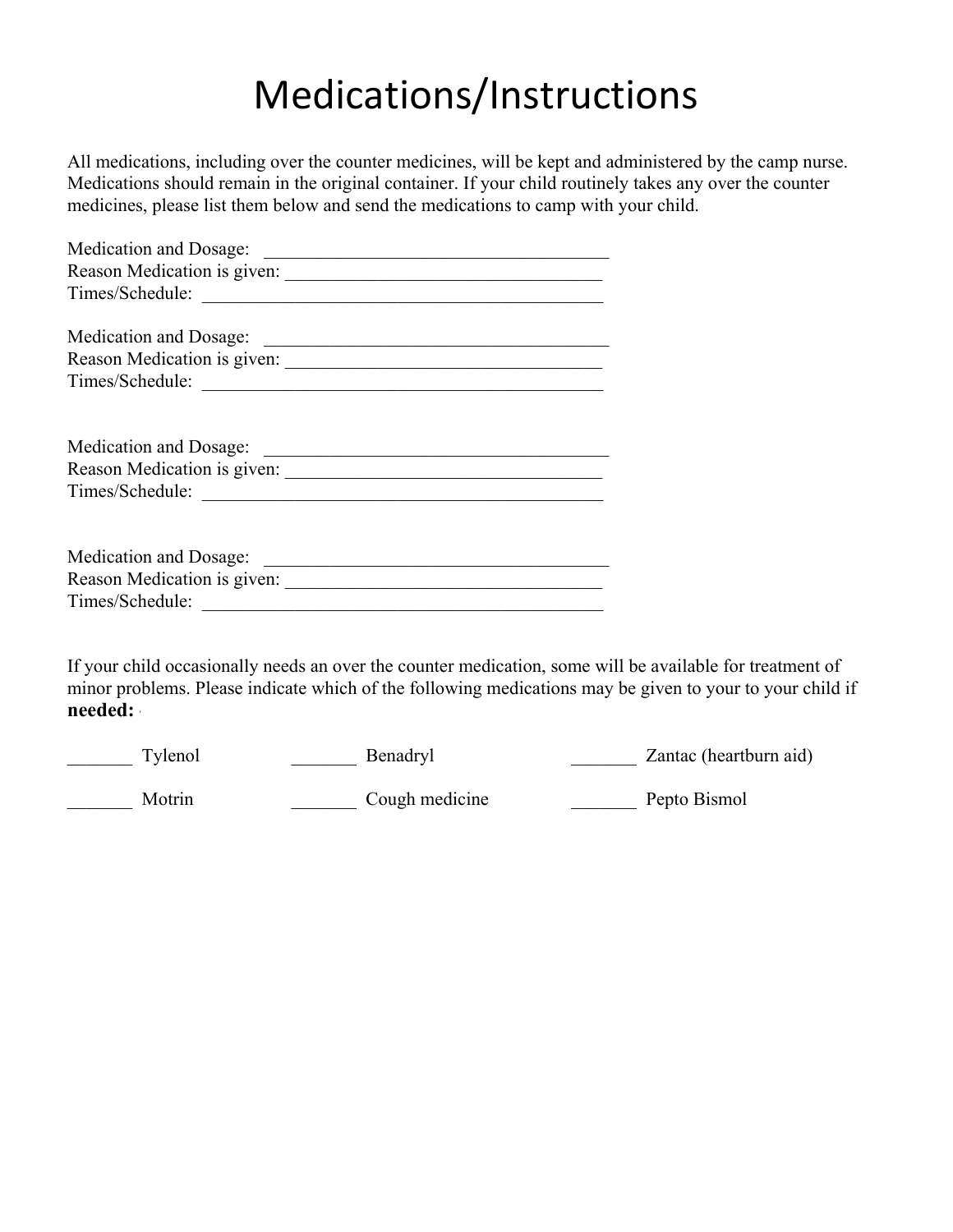# Medications/Instructions

All medications, including over the counter medicines, will be kept and administered by the camp nurse. Medications should remain in the original container. If your child routinely takes any over the counter medicines, please list them below and send the medications to camp with your child.

Medication and Dosage: ______________________________________
Reason Medication is given: ___________________________________
Times/Schedule: ____________________________________________

Medication and Dosage: ______________________________________
Reason Medication is given: ___________________________________
Times/Schedule: ____________________________________________

Medication and Dosage: ______________________________________
Reason Medication is given: ___________________________________
Times/Schedule: ____________________________________________

Medication and Dosage: ______________________________________
Reason Medication is given: ___________________________________
Times/Schedule: ____________________________________________

If your child occasionally needs an over the counter medication, some will be available for treatment of minor problems. Please indicate which of the following medications may be given to your to your child if **needed:**

_______ Tylenol _______ Benadryl _______ Zantac (heartburn aid)

_______ Motrin _______ Cough medicine _______ Pepto Bismol